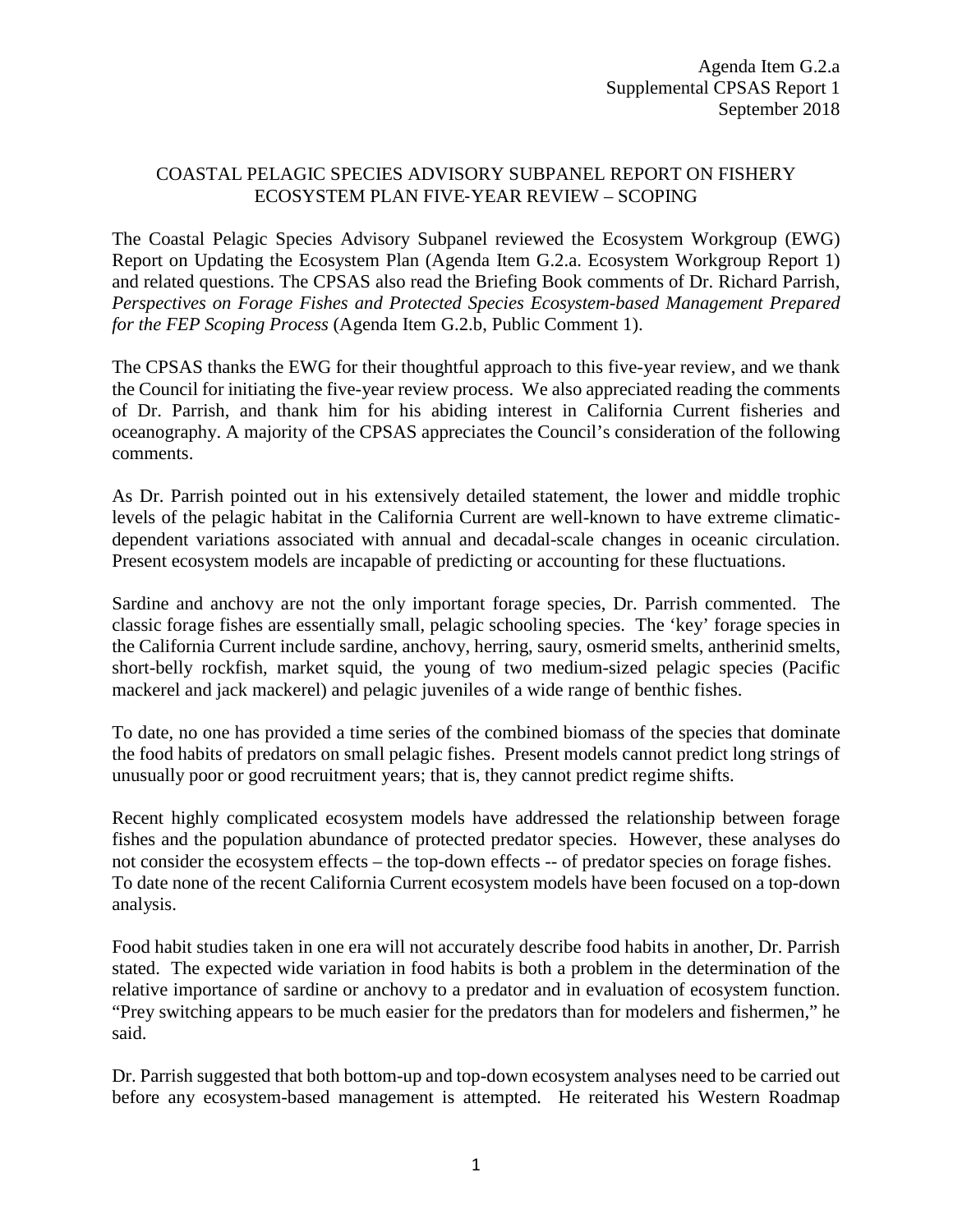Agenda Item G.2.a
Supplemental CPSAS Report 1
September 2018

# COASTAL PELAGIC SPECIES ADVISORY SUBPANEL REPORT ON FISHERY ECOSYSTEM PLAN FIVE-YEAR REVIEW – SCOPING

The Coastal Pelagic Species Advisory Subpanel reviewed the Ecosystem Workgroup (EWG) Report on Updating the Ecosystem Plan (Agenda Item G.2.a. Ecosystem Workgroup Report 1) and related questions. The CPSAS also read the Briefing Book comments of Dr. Richard Parrish, *Perspectives on Forage Fishes and Protected Species Ecosystem-based Management Prepared for the FEP Scoping Process* (Agenda Item G.2.b, Public Comment 1).

The CPSAS thanks the EWG for their thoughtful approach to this five-year review, and we thank the Council for initiating the five-year review process. We also appreciated reading the comments of Dr. Parrish, and thank him for his abiding interest in California Current fisheries and oceanography. A majority of the CPSAS appreciates the Council's consideration of the following comments.

As Dr. Parrish pointed out in his extensively detailed statement, the lower and middle trophic levels of the pelagic habitat in the California Current are well-known to have extreme climatic-dependent variations associated with annual and decadal-scale changes in oceanic circulation. Present ecosystem models are incapable of predicting or accounting for these fluctuations.

Sardine and anchovy are not the only important forage species, Dr. Parrish commented. The classic forage fishes are essentially small, pelagic schooling species. The 'key' forage species in the California Current include sardine, anchovy, herring, saury, osmerid smelts, antherinid smelts, short-belly rockfish, market squid, the young of two medium-sized pelagic species (Pacific mackerel and jack mackerel) and pelagic juveniles of a wide range of benthic fishes.

To date, no one has provided a time series of the combined biomass of the species that dominate the food habits of predators on small pelagic fishes. Present models cannot predict long strings of unusually poor or good recruitment years; that is, they cannot predict regime shifts.

Recent highly complicated ecosystem models have addressed the relationship between forage fishes and the population abundance of protected predator species. However, these analyses do not consider the ecosystem effects – the top-down effects -- of predator species on forage fishes. To date none of the recent California Current ecosystem models have been focused on a top-down analysis.

Food habit studies taken in one era will not accurately describe food habits in another, Dr. Parrish stated. The expected wide variation in food habits is both a problem in the determination of the relative importance of sardine or anchovy to a predator and in evaluation of ecosystem function. "Prey switching appears to be much easier for the predators than for modelers and fishermen," he said.

Dr. Parrish suggested that both bottom-up and top-down ecosystem analyses need to be carried out before any ecosystem-based management is attempted. He reiterated his Western Roadmap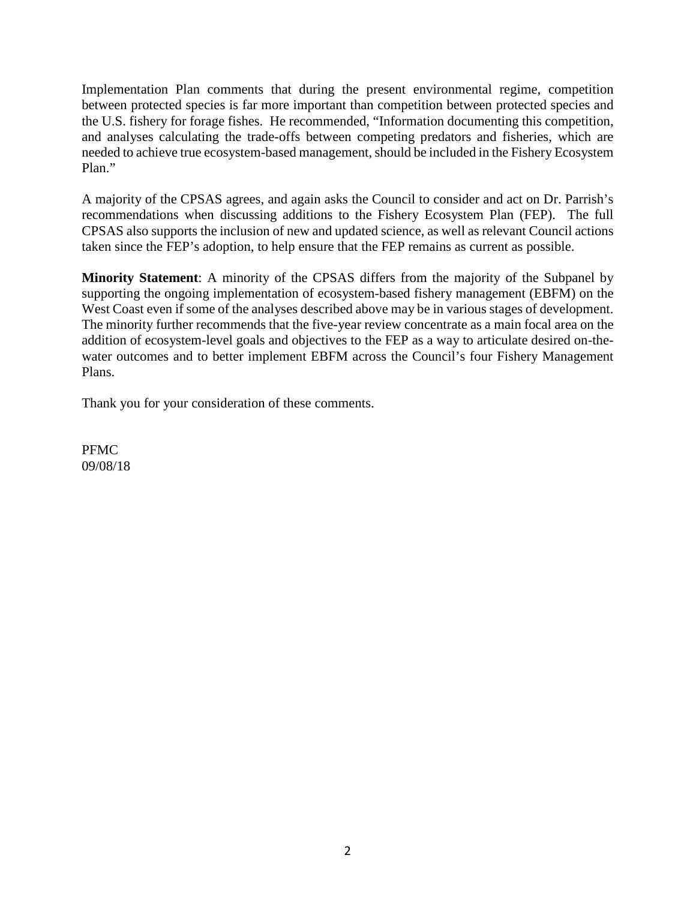Implementation Plan comments that during the present environmental regime, competition between protected species is far more important than competition between protected species and the U.S. fishery for forage fishes. He recommended, "Information documenting this competition, and analyses calculating the trade-offs between competing predators and fisheries, which are needed to achieve true ecosystem-based management, should be included in the Fishery Ecosystem Plan."

A majority of the CPSAS agrees, and again asks the Council to consider and act on Dr. Parrish's recommendations when discussing additions to the Fishery Ecosystem Plan (FEP). The full CPSAS also supports the inclusion of new and updated science, as well as relevant Council actions taken since the FEP's adoption, to help ensure that the FEP remains as current as possible.

**Minority Statement**: A minority of the CPSAS differs from the majority of the Subpanel by supporting the ongoing implementation of ecosystem-based fishery management (EBFM) on the West Coast even if some of the analyses described above may be in various stages of development. The minority further recommends that the five-year review concentrate as a main focal area on the addition of ecosystem-level goals and objectives to the FEP as a way to articulate desired on-the-water outcomes and to better implement EBFM across the Council's four Fishery Management Plans.

Thank you for your consideration of these comments.

PFMC
09/08/18